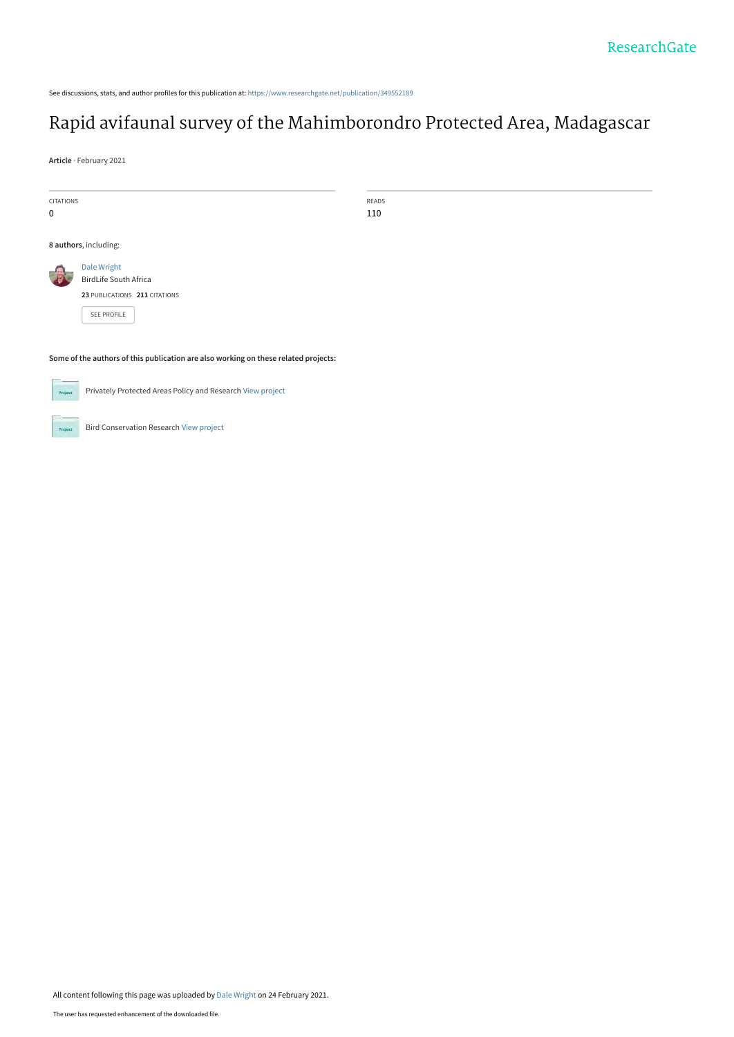See discussions, stats, and author profiles for this publication at: https://www.researchgate.net/publication/349552189

# Rapid avifaunal survey of the Mahimborondro Protected Area, Madagascar

**Article** · February 2021

| CITATIONS | READS |
| --- | --- |
| 0 | 110 |

**8 authors**, including:

Dale Wright
BirdLife South Africa
**23** PUBLICATIONS **211** CITATIONS

SEE PROFILE

**Some of the authors of this publication are also working on these related projects:**

Privately Protected Areas Policy and Research View project

Bird Conservation Research View project

All content following this page was uploaded by Dale Wright on 24 February 2021.

The user has requested enhancement of the downloaded file.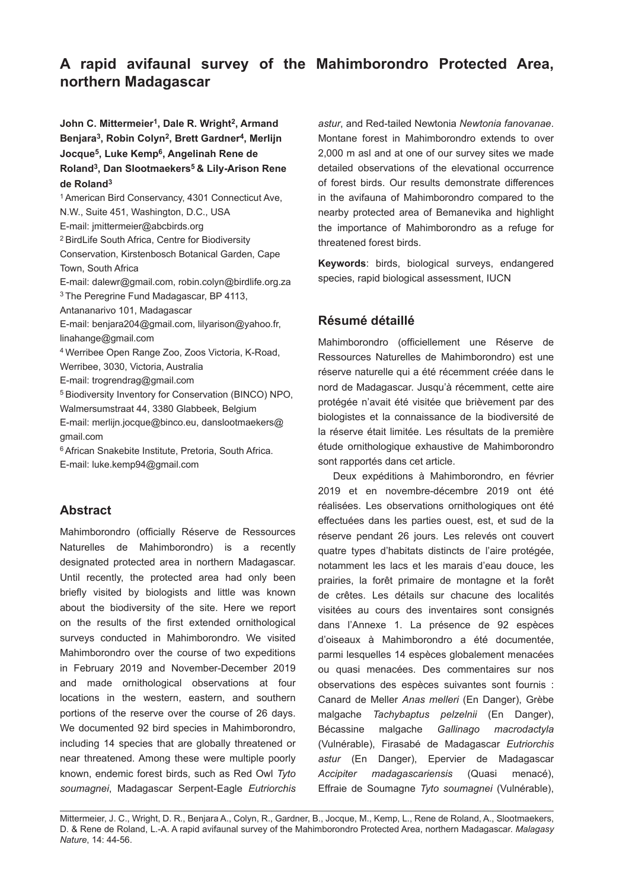# A rapid avifaunal survey of the Mahimborondro Protected Area, northern Madagascar

**John C. Mittermeier[1], Dale R. Wright[2], Armand Benjara[3], Robin Colyn[2], Brett Gardner[4], Merlijn Jocque[5], Luke Kemp[6], Angelinah Rene de Roland[3], Dan Slootmaekers[5] & Lily-Arison Rene de Roland[3]**

[1] American Bird Conservancy, 4301 Connecticut Ave, N.W., Suite 451, Washington, D.C., USA
E-mail: jmittermeier@abcbirds.org

[2] BirdLife South Africa, Centre for Biodiversity Conservation, Kirstenbosch Botanical Garden, Cape Town, South Africa
E-mail: dalewr@gmail.com, robin.colyn@birdlife.org.za

[3] The Peregrine Fund Madagascar, BP 4113, Antananarivo 101, Madagascar
E-mail: benjara204@gmail.com, lilyarison@yahoo.fr, linahange@gmail.com

[4] Werribee Open Range Zoo, Zoos Victoria, K-Road, Werribee, 3030, Victoria, Australia
E-mail: trogrendrag@gmail.com

[5] Biodiversity Inventory for Conservation (BINCO) NPO, Walmersumstraat 44, 3380 Glabbeek, Belgium
E-mail: merlijn.jocque@binco.eu, danslootmaekers@gmail.com

[6] African Snakebite Institute, Pretoria, South Africa.
E-mail: luke.kemp94@gmail.com

## Abstract

Mahimborondro (officially Réserve de Ressources Naturelles de Mahimborondro) is a recently designated protected area in northern Madagascar. Until recently, the protected area had only been briefly visited by biologists and little was known about the biodiversity of the site. Here we report on the results of the first extended ornithological surveys conducted in Mahimborondro. We visited Mahimborondro over the course of two expeditions in February 2019 and November-December 2019 and made ornithological observations at four locations in the western, eastern, and southern portions of the reserve over the course of 26 days. We documented 92 bird species in Mahimborondro, including 14 species that are globally threatened or near threatened. Among these were multiple poorly known, endemic forest birds, such as Red Owl *Tyto soumagnei*, Madagascar Serpent-Eagle *Eutriorchis astur*, and Red-tailed Newtonia *Newtonia fanovanae*. Montane forest in Mahimborondro extends to over 2,000 m asl and at one of our survey sites we made detailed observations of the elevational occurrence of forest birds. Our results demonstrate differences in the avifauna of Mahimborondro compared to the nearby protected area of Bemanevika and highlight the importance of Mahimborondro as a refuge for threatened forest birds.

**Keywords**: birds, biological surveys, endangered species, rapid biological assessment, IUCN

## Résumé détaillé

Mahimborondro (officiellement une Réserve de Ressources Naturelles de Mahimborondro) est une réserve naturelle qui a été récemment créée dans le nord de Madagascar. Jusqu'à récemment, cette aire protégée n'avait été visitée que brièvement par des biologistes et la connaissance de la biodiversité de la réserve était limitée. Les résultats de la première étude ornithologique exhaustive de Mahimborondro sont rapportés dans cet article.

Deux expéditions à Mahimborondro, en février 2019 et en novembre-décembre 2019 ont été réalisées. Les observations ornithologiques ont été effectuées dans les parties ouest, est, et sud de la réserve pendant 26 jours. Les relevés ont couvert quatre types d'habitats distincts de l'aire protégée, notamment les lacs et les marais d'eau douce, les prairies, la forêt primaire de montagne et la forêt de crêtes. Les détails sur chacune des localités visitées au cours des inventaires sont consignés dans l'Annexe 1. La présence de 92 espèces d'oiseaux à Mahimborondro a été documentée, parmi lesquelles 14 espèces globalement menacées ou quasi menacées. Des commentaires sur nos observations des espèces suivantes sont fournis : Canard de Meller *Anas melleri* (En Danger), Grèbe malgache *Tachybaptus pelzelnii* (En Danger), Bécassine malgache *Gallinago macrodactyla* (Vulnérable), Firasabé de Madagascar *Eutriorchis astur* (En Danger), Epervier de Madagascar *Accipiter madagascariensis* (Quasi menacé), Effraie de Soumagne *Tyto soumagnei* (Vulnérable),

Mittermeier, J. C., Wright, D. R., Benjara A., Colyn, R., Gardner, B., Jocque, M., Kemp, L., Rene de Roland, A., Slootmaekers, D. & Rene de Roland, L.-A. A rapid avifaunal survey of the Mahimborondro Protected Area, northern Madagascar. *Malagasy Nature*, 14: 44-56.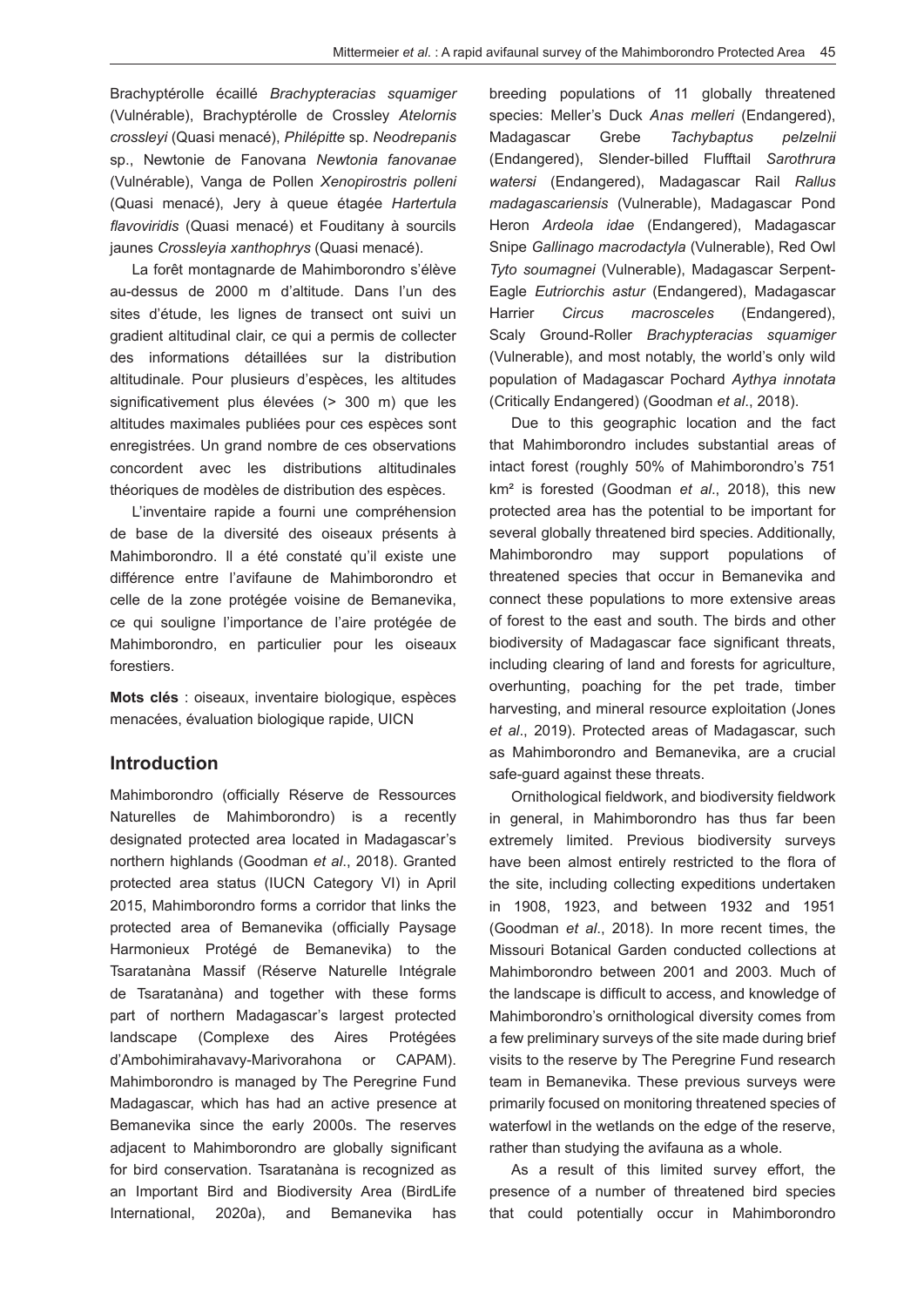Brachyptérolle écaillé *Brachypteracias squamiger* (Vulnérable), Brachyptérolle de Crossley *Atelornis crossleyi* (Quasi menacé), *Philépitte* sp. *Neodrepanis* sp., Newtonie de Fanovana *Newtonia fanovanae* (Vulnérable), Vanga de Pollen *Xenopirostris polleni* (Quasi menacé), Jery à queue étagée *Hartertula flavoviridis* (Quasi menacé) et Fouditany à sourcils jaunes *Crossleyia xanthophrys* (Quasi menacé).

La forêt montagnarde de Mahimborondro s'élève au-dessus de 2000 m d'altitude. Dans l'un des sites d'étude, les lignes de transect ont suivi un gradient altitudinal clair, ce qui a permis de collecter des informations détaillées sur la distribution altitudinale. Pour plusieurs d'espèces, les altitudes significativement plus élevées (> 300 m) que les altitudes maximales publiées pour ces espèces sont enregistrées. Un grand nombre de ces observations concordent avec les distributions altitudinales théoriques de modèles de distribution des espèces.

L'inventaire rapide a fourni une compréhension de base de la diversité des oiseaux présents à Mahimborondro. Il a été constaté qu'il existe une différence entre l'avifaune de Mahimborondro et celle de la zone protégée voisine de Bemanevika, ce qui souligne l'importance de l'aire protégée de Mahimborondro, en particulier pour les oiseaux forestiers.

**Mots clés** : oiseaux, inventaire biologique, espèces menacées, évaluation biologique rapide, UICN

## Introduction

Mahimborondro (officially Réserve de Ressources Naturelles de Mahimborondro) is a recently designated protected area located in Madagascar's northern highlands (Goodman *et al*., 2018). Granted protected area status (IUCN Category VI) in April 2015, Mahimborondro forms a corridor that links the protected area of Bemanevika (officially Paysage Harmonieux Protégé de Bemanevika) to the Tsaratanàna Massif (Réserve Naturelle Intégrale de Tsaratanàna) and together with these forms part of northern Madagascar's largest protected landscape (Complexe des Aires Protégées d'Ambohimirahavavy-Marivorahona or CAPAM). Mahimborondro is managed by The Peregrine Fund Madagascar, which has had an active presence at Bemanevika since the early 2000s. The reserves adjacent to Mahimborondro are globally significant for bird conservation. Tsaratanàna is recognized as an Important Bird and Biodiversity Area (BirdLife International, 2020a), and Bemanevika has breeding populations of 11 globally threatened species: Meller's Duck *Anas melleri* (Endangered), Madagascar Grebe *Tachybaptus pelzelnii* (Endangered), Slender-billed Flufftail *Sarothrura watersi* (Endangered), Madagascar Rail *Rallus madagascariensis* (Vulnerable), Madagascar Pond Heron *Ardeola idae* (Endangered), Madagascar Snipe *Gallinago macrodactyla* (Vulnerable), Red Owl *Tyto soumagnei* (Vulnerable), Madagascar Serpent-Eagle *Eutriorchis astur* (Endangered), Madagascar Harrier *Circus macrosceles* (Endangered), Scaly Ground-Roller *Brachypteracias squamiger* (Vulnerable), and most notably, the world's only wild population of Madagascar Pochard *Aythya innotata* (Critically Endangered) (Goodman *et al*., 2018).

Due to this geographic location and the fact that Mahimborondro includes substantial areas of intact forest (roughly 50% of Mahimborondro's 751 km² is forested (Goodman *et al*., 2018), this new protected area has the potential to be important for several globally threatened bird species. Additionally, Mahimborondro may support populations of threatened species that occur in Bemanevika and connect these populations to more extensive areas of forest to the east and south. The birds and other biodiversity of Madagascar face significant threats, including clearing of land and forests for agriculture, overhunting, poaching for the pet trade, timber harvesting, and mineral resource exploitation (Jones *et al*., 2019). Protected areas of Madagascar, such as Mahimborondro and Bemanevika, are a crucial safe-guard against these threats.

Ornithological fieldwork, and biodiversity fieldwork in general, in Mahimborondro has thus far been extremely limited. Previous biodiversity surveys have been almost entirely restricted to the flora of the site, including collecting expeditions undertaken in 1908, 1923, and between 1932 and 1951 (Goodman *et al*., 2018). In more recent times, the Missouri Botanical Garden conducted collections at Mahimborondro between 2001 and 2003. Much of the landscape is difficult to access, and knowledge of Mahimborondro's ornithological diversity comes from a few preliminary surveys of the site made during brief visits to the reserve by The Peregrine Fund research team in Bemanevika. These previous surveys were primarily focused on monitoring threatened species of waterfowl in the wetlands on the edge of the reserve, rather than studying the avifauna as a whole.

As a result of this limited survey effort, the presence of a number of threatened bird species that could potentially occur in Mahimborondro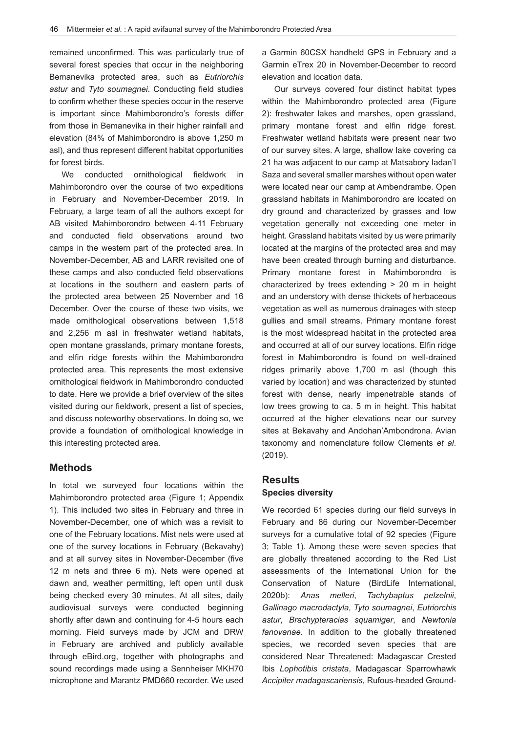remained unconfirmed. This was particularly true of several forest species that occur in the neighboring Bemanevika protected area, such as *Eutriorchis astur* and *Tyto soumagnei*. Conducting field studies to confirm whether these species occur in the reserve is important since Mahimborondro's forests differ from those in Bemanevika in their higher rainfall and elevation (84% of Mahimborondro is above 1,250 m asl), and thus represent different habitat opportunities for forest birds.

We conducted ornithological fieldwork in Mahimborondro over the course of two expeditions in February and November-December 2019. In February, a large team of all the authors except for AB visited Mahimborondro between 4-11 February and conducted field observations around two camps in the western part of the protected area. In November-December, AB and LARR revisited one of these camps and also conducted field observations at locations in the southern and eastern parts of the protected area between 25 November and 16 December. Over the course of these two visits, we made ornithological observations between 1,518 and 2,256 m asl in freshwater wetland habitats, open montane grasslands, primary montane forests, and elfin ridge forests within the Mahimborondro protected area. This represents the most extensive ornithological fieldwork in Mahimborondro conducted to date. Here we provide a brief overview of the sites visited during our fieldwork, present a list of species, and discuss noteworthy observations. In doing so, we provide a foundation of ornithological knowledge in this interesting protected area.

## Methods

In total we surveyed four locations within the Mahimborondro protected area (Figure 1; Appendix 1). This included two sites in February and three in November-December, one of which was a revisit to one of the February locations. Mist nets were used at one of the survey locations in February (Bekavahy) and at all survey sites in November-December (five 12 m nets and three 6 m). Nets were opened at dawn and, weather permitting, left open until dusk being checked every 30 minutes. At all sites, daily audiovisual surveys were conducted beginning shortly after dawn and continuing for 4-5 hours each morning. Field surveys made by JCM and DRW in February are archived and publicly available through eBird.org, together with photographs and sound recordings made using a Sennheiser MKH70 microphone and Marantz PMD660 recorder. We used a Garmin 60CSX handheld GPS in February and a Garmin eTrex 20 in November-December to record elevation and location data.

Our surveys covered four distinct habitat types within the Mahimborondro protected area (Figure 2): freshwater lakes and marshes, open grassland, primary montane forest and elfin ridge forest. Freshwater wetland habitats were present near two of our survey sites. A large, shallow lake covering ca 21 ha was adjacent to our camp at Matsabory Iadan'I Saza and several smaller marshes without open water were located near our camp at Ambendrambe. Open grassland habitats in Mahimborondro are located on dry ground and characterized by grasses and low vegetation generally not exceeding one meter in height. Grassland habitats visited by us were primarily located at the margins of the protected area and may have been created through burning and disturbance. Primary montane forest in Mahimborondro is characterized by trees extending > 20 m in height and an understory with dense thickets of herbaceous vegetation as well as numerous drainages with steep gullies and small streams. Primary montane forest is the most widespread habitat in the protected area and occurred at all of our survey locations. Elfin ridge forest in Mahimborondro is found on well-drained ridges primarily above 1,700 m asl (though this varied by location) and was characterized by stunted forest with dense, nearly impenetrable stands of low trees growing to ca. 5 m in height. This habitat occurred at the higher elevations near our survey sites at Bekavahy and Andohan'Ambondrona. Avian taxonomy and nomenclature follow Clements *et al*. (2019).

## Results

### Species diversity

We recorded 61 species during our field surveys in February and 86 during our November-December surveys for a cumulative total of 92 species (Figure 3; Table 1). Among these were seven species that are globally threatened according to the Red List assessments of the International Union for the Conservation of Nature (BirdLife International, 2020b): *Anas melleri*, *Tachybaptus pelzelnii*, *Gallinago macrodactyla*, *Tyto soumagnei*, *Eutriorchis astur*, *Brachypteracias squamiger*, and *Newtonia fanovanae*. In addition to the globally threatened species, we recorded seven species that are considered Near Threatened: Madagascar Crested Ibis *Lophotibis cristata*, Madagascar Sparrowhawk *Accipiter madagascariensis*, Rufous-headed Ground-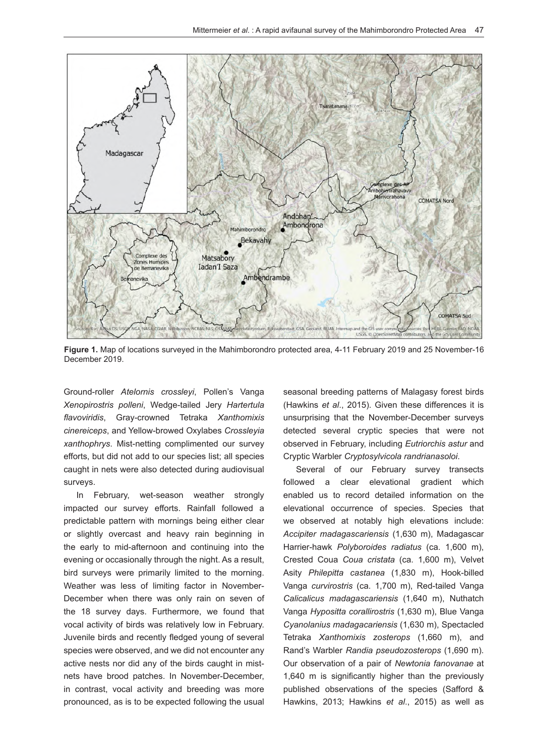**Figure 1.** Map of locations surveyed in the Mahimborondro protected area, 4-11 February 2019 and 25 November-16 December 2019.

Ground-roller *Atelornis crossleyi*, Pollen's Vanga *Xenopirostris polleni*, Wedge-tailed Jery *Hartertula flavoviridis*, Gray-crowned Tetraka *Xanthomixis cinereiceps*, and Yellow-browed Oxylabes *Crossleyia xanthophrys*. Mist-netting complimented our survey efforts, but did not add to our species list; all species caught in nets were also detected during audiovisual surveys.

In February, wet-season weather strongly impacted our survey efforts. Rainfall followed a predictable pattern with mornings being either clear or slightly overcast and heavy rain beginning in the early to mid-afternoon and continuing into the evening or occasionally through the night. As a result, bird surveys were primarily limited to the morning. Weather was less of limiting factor in November-December when there was only rain on seven of the 18 survey days. Furthermore, we found that vocal activity of birds was relatively low in February. Juvenile birds and recently fledged young of several species were observed, and we did not encounter any active nests nor did any of the birds caught in mist-nets have brood patches. In November-December, in contrast, vocal activity and breeding was more pronounced, as is to be expected following the usual seasonal breeding patterns of Malagasy forest birds (Hawkins *et al*., 2015). Given these differences it is unsurprising that the November-December surveys detected several cryptic species that were not observed in February, including *Eutriorchis astur* and Cryptic Warbler *Cryptosylvicola randrianasoloi*.

Several of our February survey transects followed a clear elevational gradient which enabled us to record detailed information on the elevational occurrence of species. Species that we observed at notably high elevations include: *Accipiter madagascariensis* (1,630 m), Madagascar Harrier-hawk *Polyboroides radiatus* (ca. 1,600 m), Crested Coua *Coua cristata* (ca. 1,600 m), Velvet Asity *Philepitta castanea* (1,830 m), Hook-billed Vanga *curvirostris* (ca. 1,700 m), Red-tailed Vanga *Calicalicus madagascariensis* (1,640 m), Nuthatch Vanga *Hypositta corallirostris* (1,630 m), Blue Vanga *Cyanolanius madagascariensis* (1,630 m), Spectacled Tetraka *Xanthomixis zosterops* (1,660 m), and Rand's Warbler *Randia pseudozosterops* (1,690 m). Our observation of a pair of *Newtonia fanovanae* at 1,640 m is significantly higher than the previously published observations of the species (Safford & Hawkins, 2013; Hawkins *et al*., 2015) as well as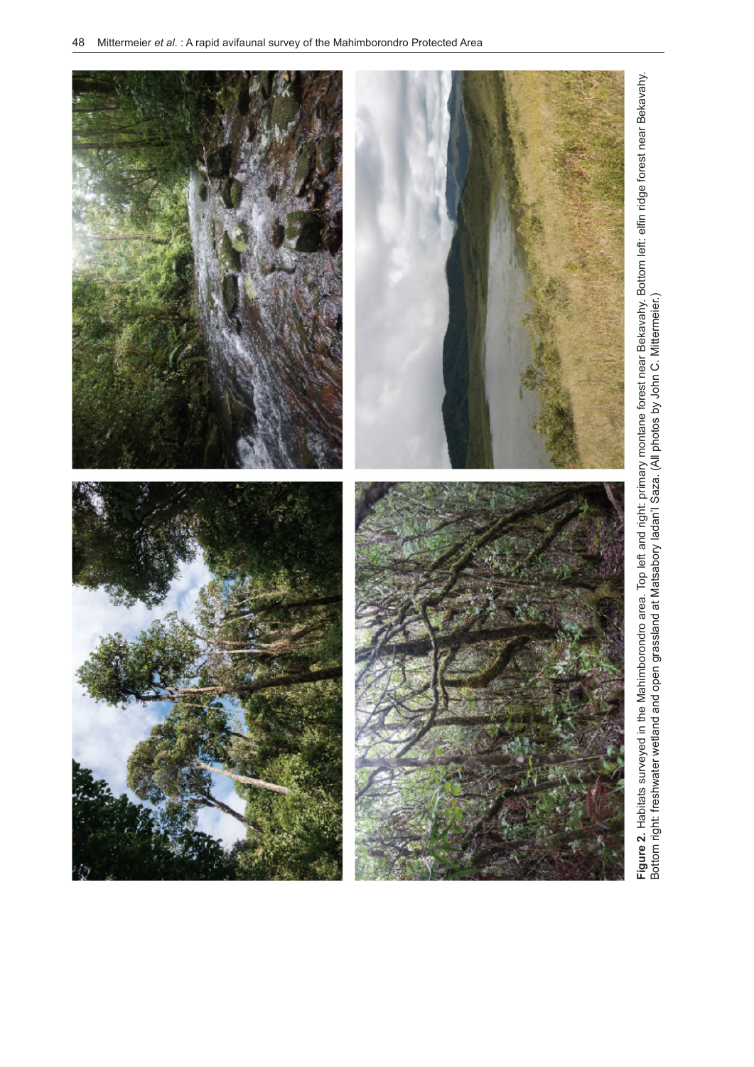**Figure 2.** Habitats surveyed in the Mahimborondro area. Top left and right: primary montane forest near Bekavahy. Bottom left: elfin ridge forest near Bekavahy. Bottom right: freshwater wetland and open grassland at Matsabory Iadan'I Saza. (All photos by John C. Mittermeier.)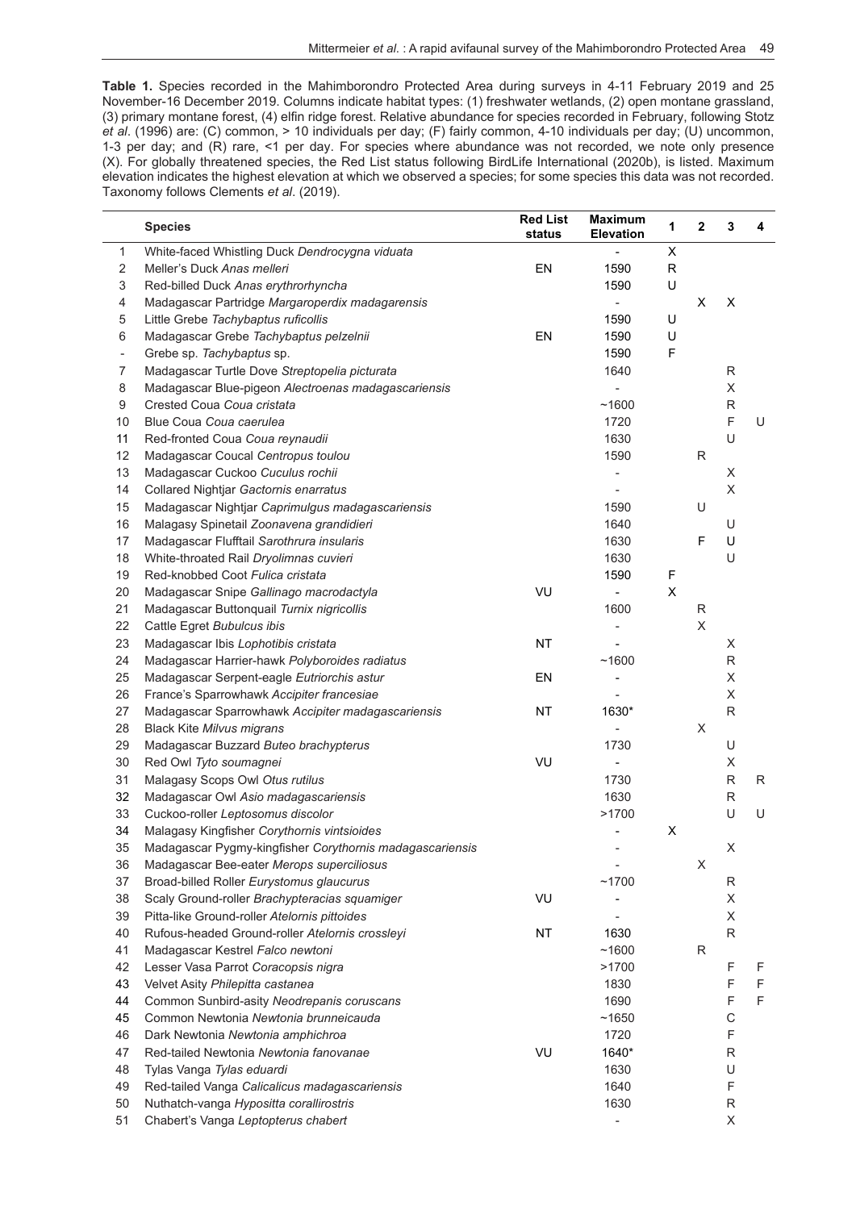**Table 1.** Species recorded in the Mahimborondro Protected Area during surveys in 4-11 February 2019 and 25 November-16 December 2019. Columns indicate habitat types: (1) freshwater wetlands, (2) open montane grassland, (3) primary montane forest, (4) elfin ridge forest. Relative abundance for species recorded in February, following Stotz *et al*. (1996) are: (C) common, > 10 individuals per day; (F) fairly common, 4-10 individuals per day; (U) uncommon, 1-3 per day; and (R) rare, <1 per day. For species where abundance was not recorded, we note only presence (X). For globally threatened species, the Red List status following BirdLife International (2020b), is listed. Maximum elevation indicates the highest elevation at which we observed a species; for some species this data was not recorded. Taxonomy follows Clements *et al*. (2019).

| | Species | Red List status | Maximum Elevation | 1 | 2 | 3 | 4 |
|---|---|---|---|---|---|---|---|
| 1 | White-faced Whistling Duck *Dendrocygna viduata* | | - | X | | | |
| 2 | Meller's Duck *Anas melleri* | EN | 1590 | R | | | |
| 3 | Red-billed Duck *Anas erythrorhyncha* | | 1590 | U | | | |
| 4 | Madagascar Partridge *Margaroperdix madagarensis* | | - | | X | X | |
| 5 | Little Grebe *Tachybaptus ruficollis* | | 1590 | U | | | |
| 6 | Madagascar Grebe *Tachybaptus pelzelnii* | EN | 1590 | U | | | |
| - | Grebe sp. *Tachybaptus* sp. | | 1590 | F | | | |
| 7 | Madagascar Turtle Dove *Streptopelia picturata* | | 1640 | | | R | |
| 8 | Madagascar Blue-pigeon *Alectroenas madagascariensis* | | - | | | X | |
| 9 | Crested Coua *Coua cristata* | | ~1600 | | | R | |
| 10 | Blue Coua *Coua caerulea* | | 1720 | | | F | U |
| 11 | Red-fronted Coua *Coua reynaudii* | | 1630 | | | U | |
| 12 | Madagascar Coucal *Centropus toulou* | | 1590 | | R | | |
| 13 | Madagascar Cuckoo *Cuculus rochii* | | - | | | X | |
| 14 | Collared Nightjar *Gactornis enarratus* | | - | | | X | |
| 15 | Madagascar Nightjar *Caprimulgus madagascariensis* | | 1590 | | U | | |
| 16 | Malagasy Spinetail *Zoonavena grandidieri* | | 1640 | | | U | |
| 17 | Madagascar Flufftail *Sarothrura insularis* | | 1630 | | F | U | |
| 18 | White-throated Rail *Dryolimnas cuvieri* | | 1630 | | | U | |
| 19 | Red-knobbed Coot *Fulica cristata* | | 1590 | F | | | |
| 20 | Madagascar Snipe *Gallinago macrodactyla* | VU | - | X | | | |
| 21 | Madagascar Buttonquail *Turnix nigricollis* | | 1600 | | R | | |
| 22 | Cattle Egret *Bubulcus ibis* | | - | | X | | |
| 23 | Madagascar Ibis *Lophotibis cristata* | NT | - | | | X | |
| 24 | Madagascar Harrier-hawk *Polyboroides radiatus* | | ~1600 | | | R | |
| 25 | Madagascar Serpent-eagle *Eutriorchis astur* | EN | - | | | X | |
| 26 | France's Sparrowhawk *Accipiter francesiae* | | - | | | X | |
| 27 | Madagascar Sparrowhawk *Accipiter madagascariensis* | NT | 1630* | | | R | |
| 28 | Black Kite *Milvus migrans* | | - | | X | | |
| 29 | Madagascar Buzzard *Buteo brachypterus* | | 1730 | | | U | |
| 30 | Red Owl *Tyto soumagnei* | VU | - | | | X | |
| 31 | Malagasy Scops Owl *Otus rutilus* | | 1730 | | | R | R |
| 32 | Madagascar Owl *Asio madagascariensis* | | 1630 | | | R | |
| 33 | Cuckoo-roller *Leptosomus discolor* | | >1700 | | | U | U |
| 34 | Malagasy Kingfisher *Corythornis vintsioides* | | - | X | | | |
| 35 | Madagascar Pygmy-kingfisher *Corythornis madagascariensis* | | - | | | X | |
| 36 | Madagascar Bee-eater *Merops superciliosus* | | - | | X | | |
| 37 | Broad-billed Roller *Eurystomus glaucurus* | | ~1700 | | | R | |
| 38 | Scaly Ground-roller *Brachypteracias squamiger* | VU | - | | | X | |
| 39 | Pitta-like Ground-roller *Atelornis pittoides* | | - | | | X | |
| 40 | Rufous-headed Ground-roller *Atelornis crossleyi* | NT | 1630 | | | R | |
| 41 | Madagascar Kestrel *Falco newtoni* | | ~1600 | | R | | |
| 42 | Lesser Vasa Parrot *Coracopsis nigra* | | >1700 | | | F | F |
| 43 | Velvet Asity *Philepitta castanea* | | 1830 | | | F | F |
| 44 | Common Sunbird-asity *Neodrepanis coruscans* | | 1690 | | | F | F |
| 45 | Common Newtonia *Newtonia brunneicauda* | | ~1650 | | | C | |
| 46 | Dark Newtonia *Newtonia amphichroa* | | 1720 | | | F | |
| 47 | Red-tailed Newtonia *Newtonia fanovanae* | VU | 1640* | | | R | |
| 48 | Tylas Vanga *Tylas eduardi* | | 1630 | | | U | |
| 49 | Red-tailed Vanga *Calicalicus madagascariensis* | | 1640 | | | F | |
| 50 | Nuthatch-vanga *Hypositta corallirostris* | | 1630 | | | R | |
| 51 | Chabert's Vanga *Leptopterus chabert* | | - | | | X | |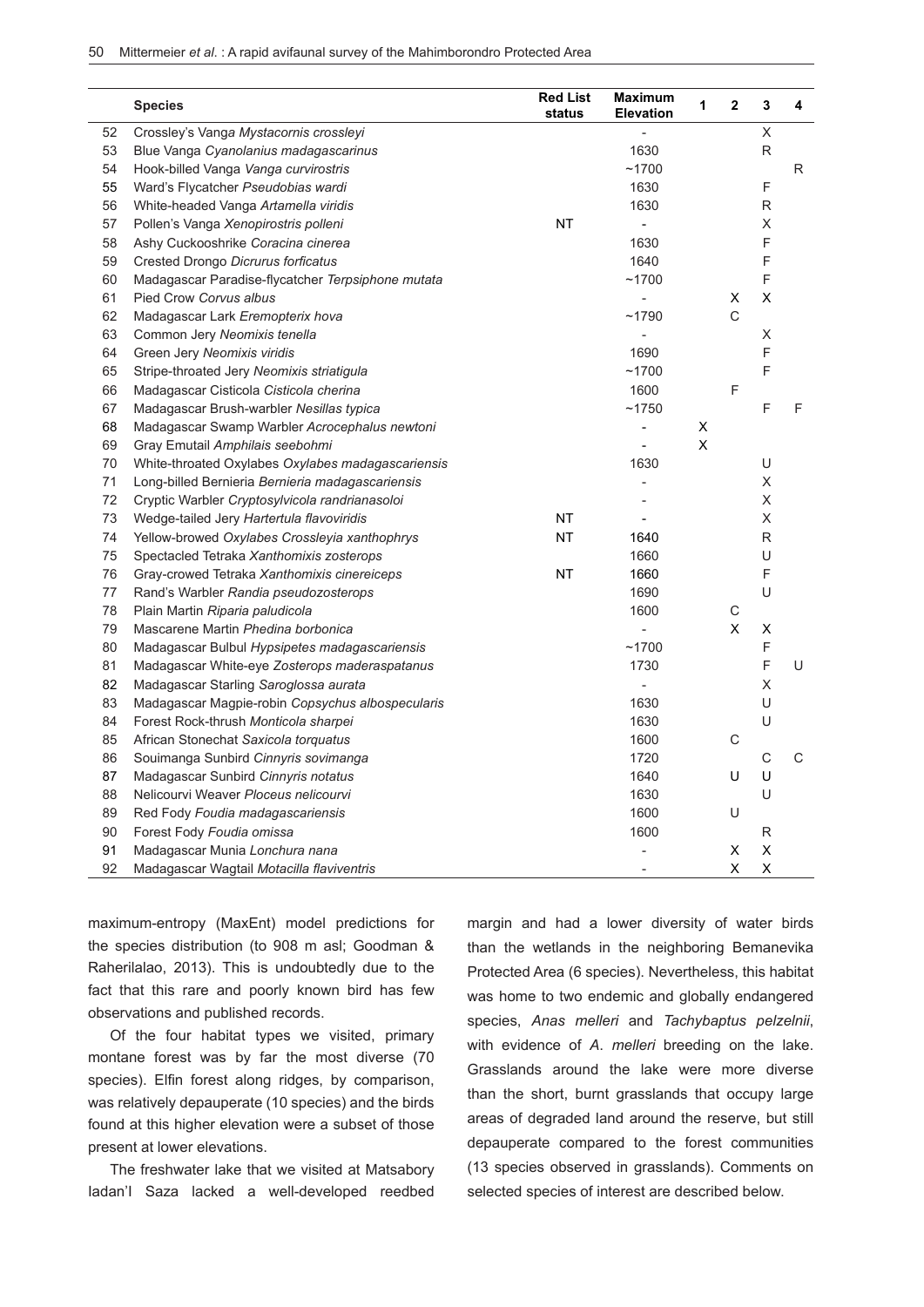|  | Species | Red List status | Maximum Elevation | 1 | 2 | 3 | 4 |
|---|---|---|---|---|---|---|---|
| 52 | Crossley's Vanga *Mystacornis crossleyi* |  | - |  |  | X |  |
| 53 | Blue Vanga *Cyanolanius madagascarinus* |  | 1630 |  |  | R |  |
| 54 | Hook-billed Vanga *Vanga curvirostris* |  | ~1700 |  |  |  | R |
| 55 | Ward's Flycatcher *Pseudobias wardi* |  | 1630 |  |  | F |  |
| 56 | White-headed Vanga *Artamella viridis* |  | 1630 |  |  | R |  |
| 57 | Pollen's Vanga *Xenopirostris polleni* | NT | - |  |  | X |  |
| 58 | Ashy Cuckooshrike *Coracina cinerea* |  | 1630 |  |  | F |  |
| 59 | Crested Drongo *Dicrurus forficatus* |  | 1640 |  |  | F |  |
| 60 | Madagascar Paradise-flycatcher *Terpsiphone mutata* |  | ~1700 |  |  | F |  |
| 61 | Pied Crow *Corvus albus* |  | - |  | X | X |  |
| 62 | Madagascar Lark *Eremopterix hova* |  | ~1790 |  | C |  |  |
| 63 | Common Jery *Neomixis tenella* |  | - |  |  | X |  |
| 64 | Green Jery *Neomixis viridis* |  | 1690 |  |  | F |  |
| 65 | Stripe-throated Jery *Neomixis striatigula* |  | ~1700 |  |  | F |  |
| 66 | Madagascar Cisticola *Cisticola cherina* |  | 1600 |  | F |  |  |
| 67 | Madagascar Brush-warbler *Nesillas typica* |  | ~1750 |  |  | F | F |
| 68 | Madagascar Swamp Warbler *Acrocephalus newtoni* |  | - | X |  |  |  |
| 69 | Gray Emutail *Amphilais seebohmi* |  | - | X |  |  |  |
| 70 | White-throated Oxylabes *Oxylabes madagascariensis* |  | 1630 |  |  | U |  |
| 71 | Long-billed Bernieria *Bernieria madagascariensis* |  | - |  |  | X |  |
| 72 | Cryptic Warbler *Cryptosylvicola randrianasoloi* |  | - |  |  | X |  |
| 73 | Wedge-tailed Jery *Hartertula flavoviridis* | NT | - |  |  | X |  |
| 74 | Yellow-browed Oxylabes *Crossleyia xanthophrys* | NT | 1640 |  |  | R |  |
| 75 | Spectacled Tetraka *Xanthomixis zosterops* |  | 1660 |  |  | U |  |
| 76 | Gray-crowed Tetraka *Xanthomixis cinereiceps* | NT | 1660 |  |  | F |  |
| 77 | Rand's Warbler *Randia pseudozosterops* |  | 1690 |  |  | U |  |
| 78 | Plain Martin *Riparia paludicola* |  | 1600 |  | C |  |  |
| 79 | Mascarene Martin *Phedina borbonica* |  | - |  | X | X |  |
| 80 | Madagascar Bulbul *Hypsipetes madagascariensis* |  | ~1700 |  |  | F |  |
| 81 | Madagascar White-eye *Zosterops maderaspatanus* |  | 1730 |  |  | F | U |
| 82 | Madagascar Starling *Saroglossa aurata* |  | - |  |  | X |  |
| 83 | Madagascar Magpie-robin *Copsychus albospecularis* |  | 1630 |  |  | U |  |
| 84 | Forest Rock-thrush *Monticola sharpei* |  | 1630 |  |  | U |  |
| 85 | African Stonechat *Saxicola torquatus* |  | 1600 |  | C |  |  |
| 86 | Souimanga Sunbird *Cinnyris sovimanga* |  | 1720 |  |  | C | C |
| 87 | Madagascar Sunbird *Cinnyris notatus* |  | 1640 |  | U | U |  |
| 88 | Nelicourvi Weaver *Ploceus nelicourvi* |  | 1630 |  |  | U |  |
| 89 | Red Fody *Foudia madagascariensis* |  | 1600 |  | U |  |  |
| 90 | Forest Fody *Foudia omissa* |  | 1600 |  |  | R |  |
| 91 | Madagascar Munia *Lonchura nana* |  | - |  | X | X |  |
| 92 | Madagascar Wagtail *Motacilla flaviventris* |  | - |  | X | X |  |

maximum-entropy (MaxEnt) model predictions for the species distribution (to 908 m asl; Goodman & Raherilalao, 2013). This is undoubtedly due to the fact that this rare and poorly known bird has few observations and published records.

Of the four habitat types we visited, primary montane forest was by far the most diverse (70 species). Elfin forest along ridges, by comparison, was relatively depauperate (10 species) and the birds found at this higher elevation were a subset of those present at lower elevations.

The freshwater lake that we visited at Matsabory Iadan'I Saza lacked a well-developed reedbed margin and had a lower diversity of water birds than the wetlands in the neighboring Bemanevika Protected Area (6 species). Nevertheless, this habitat was home to two endemic and globally endangered species, *Anas melleri* and *Tachybaptus pelzelnii*, with evidence of *A. melleri* breeding on the lake. Grasslands around the lake were more diverse than the short, burnt grasslands that occupy large areas of degraded land around the reserve, but still depauperate compared to the forest communities (13 species observed in grasslands). Comments on selected species of interest are described below.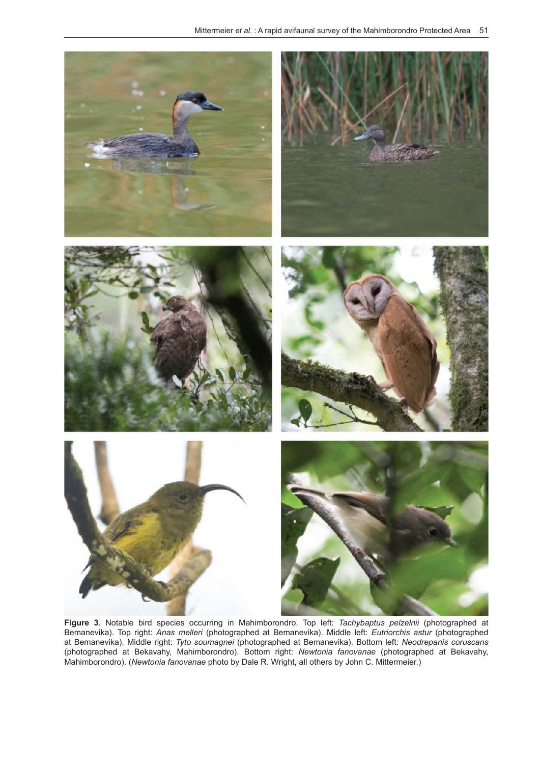**Figure 3**. Notable bird species occurring in Mahimborondro. Top left: *Tachybaptus pelzelnii* (photographed at Bemanevika). Top right: *Anas melleri* (photographed at Bemanevika). Middle left: *Eutriorchis astur* (photographed at Bemanevika). Middle right: *Tyto soumagnei* (photographed at Bemanevika). Bottom left: *Neodrepanis coruscans* (photographed at Bekavahy, Mahimborondro). Bottom right: *Newtonia fanovanae* (photographed at Bekavahy, Mahimborondro). (*Newtonia fanovanae* photo by Dale R. Wright, all others by John C. Mittermeier.)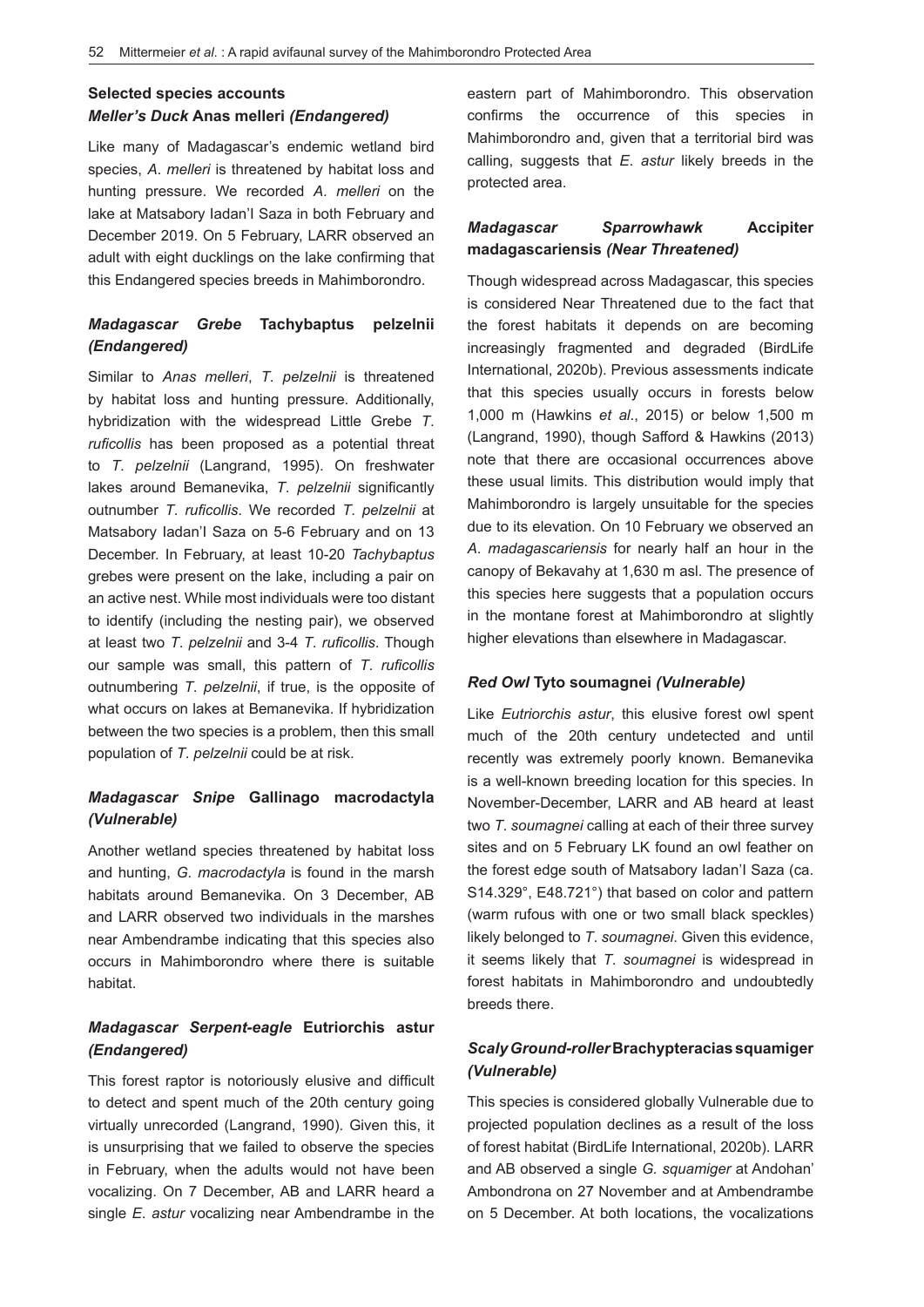### Selected species accounts

#### *Meller's Duck* **Anas melleri** *(Endangered)*

Like many of Madagascar's endemic wetland bird species, *A. melleri* is threatened by habitat loss and hunting pressure. We recorded *A. melleri* on the lake at Matsabory Iadan'I Saza in both February and December 2019. On 5 February, LARR observed an adult with eight ducklings on the lake confirming that this Endangered species breeds in Mahimborondro.

#### *Madagascar Grebe* **Tachybaptus pelzelnii** *(Endangered)*

Similar to *Anas melleri*, *T. pelzelnii* is threatened by habitat loss and hunting pressure. Additionally, hybridization with the widespread Little Grebe *T. ruficollis* has been proposed as a potential threat to *T. pelzelnii* (Langrand, 1995). On freshwater lakes around Bemanevika, *T. pelzelnii* significantly outnumber *T. ruficollis*. We recorded *T. pelzelnii* at Matsabory Iadan'I Saza on 5-6 February and on 13 December. In February, at least 10-20 *Tachybaptus* grebes were present on the lake, including a pair on an active nest. While most individuals were too distant to identify (including the nesting pair), we observed at least two *T. pelzelnii* and 3-4 *T. ruficollis*. Though our sample was small, this pattern of *T. ruficollis* outnumbering *T. pelzelnii*, if true, is the opposite of what occurs on lakes at Bemanevika. If hybridization between the two species is a problem, then this small population of *T. pelzelnii* could be at risk.

#### *Madagascar Snipe* **Gallinago macrodactyla** *(Vulnerable)*

Another wetland species threatened by habitat loss and hunting, *G. macrodactyla* is found in the marsh habitats around Bemanevika. On 3 December, AB and LARR observed two individuals in the marshes near Ambendrambe indicating that this species also occurs in Mahimborondro where there is suitable habitat.

#### *Madagascar Serpent-eagle* **Eutriorchis astur** *(Endangered)*

This forest raptor is notoriously elusive and difficult to detect and spent much of the 20th century going virtually unrecorded (Langrand, 1990). Given this, it is unsurprising that we failed to observe the species in February, when the adults would not have been vocalizing. On 7 December, AB and LARR heard a single *E. astur* vocalizing near Ambendrambe in the eastern part of Mahimborondro. This observation confirms the occurrence of this species in Mahimborondro and, given that a territorial bird was calling, suggests that *E. astur* likely breeds in the protected area.

#### *Madagascar Sparrowhawk* **Accipiter madagascariensis** *(Near Threatened)*

Though widespread across Madagascar, this species is considered Near Threatened due to the fact that the forest habitats it depends on are becoming increasingly fragmented and degraded (BirdLife International, 2020b). Previous assessments indicate that this species usually occurs in forests below 1,000 m (Hawkins *et al*., 2015) or below 1,500 m (Langrand, 1990), though Safford & Hawkins (2013) note that there are occasional occurrences above these usual limits. This distribution would imply that Mahimborondro is largely unsuitable for the species due to its elevation. On 10 February we observed an *A. madagascariensis* for nearly half an hour in the canopy of Bekavahy at 1,630 m asl. The presence of this species here suggests that a population occurs in the montane forest at Mahimborondro at slightly higher elevations than elsewhere in Madagascar.

#### *Red Owl* **Tyto soumagnei** *(Vulnerable)*

Like *Eutriorchis astur*, this elusive forest owl spent much of the 20th century undetected and until recently was extremely poorly known. Bemanevika is a well-known breeding location for this species. In November-December, LARR and AB heard at least two *T. soumagnei* calling at each of their three survey sites and on 5 February LK found an owl feather on the forest edge south of Matsabory Iadan'I Saza (ca. S14.329°, E48.721°) that based on color and pattern (warm rufous with one or two small black speckles) likely belonged to *T. soumagnei*. Given this evidence, it seems likely that *T. soumagnei* is widespread in forest habitats in Mahimborondro and undoubtedly breeds there.

#### *Scaly Ground-roller* **Brachypteracias squamiger** *(Vulnerable)*

This species is considered globally Vulnerable due to projected population declines as a result of the loss of forest habitat (BirdLife International, 2020b). LARR and AB observed a single *G. squamiger* at Andohan' Ambondrona on 27 November and at Ambendrambe on 5 December. At both locations, the vocalizations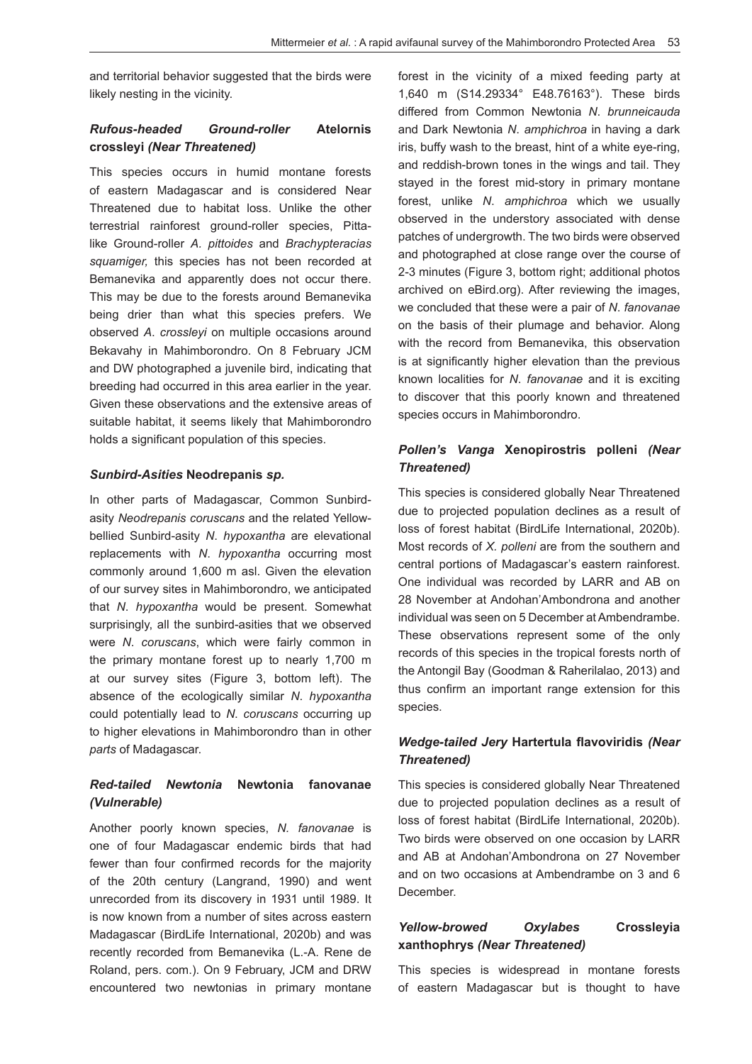and territorial behavior suggested that the birds were likely nesting in the vicinity.

### *Rufous-headed Ground-roller* **Atelornis crossleyi** *(Near Threatened)*

This species occurs in humid montane forests of eastern Madagascar and is considered Near Threatened due to habitat loss. Unlike the other terrestrial rainforest ground-roller species, Pitta-like Ground-roller *A. pittoides* and *Brachypteracias squamiger,* this species has not been recorded at Bemanevika and apparently does not occur there. This may be due to the forests around Bemanevika being drier than what this species prefers. We observed *A. crossleyi* on multiple occasions around Bekavahy in Mahimborondro. On 8 February JCM and DW photographed a juvenile bird, indicating that breeding had occurred in this area earlier in the year. Given these observations and the extensive areas of suitable habitat, it seems likely that Mahimborondro holds a significant population of this species.

### *Sunbird-Asities* **Neodrepanis** *sp.*

In other parts of Madagascar, Common Sunbird-asity *Neodrepanis coruscans* and the related Yellow-bellied Sunbird-asity *N. hypoxantha* are elevational replacements with *N. hypoxantha* occurring most commonly around 1,600 m asl. Given the elevation of our survey sites in Mahimborondro, we anticipated that *N. hypoxantha* would be present. Somewhat surprisingly, all the sunbird-asities that we observed were *N. coruscans*, which were fairly common in the primary montane forest up to nearly 1,700 m at our survey sites (Figure 3, bottom left). The absence of the ecologically similar *N. hypoxantha* could potentially lead to *N. coruscans* occurring up to higher elevations in Mahimborondro than in other *parts* of Madagascar.

### *Red-tailed Newtonia* **Newtonia fanovanae** *(Vulnerable)*

Another poorly known species, *N. fanovanae* is one of four Madagascar endemic birds that had fewer than four confirmed records for the majority of the 20th century (Langrand, 1990) and went unrecorded from its discovery in 1931 until 1989. It is now known from a number of sites across eastern Madagascar (BirdLife International, 2020b) and was recently recorded from Bemanevika (L.-A. Rene de Roland, pers. com.). On 9 February, JCM and DRW encountered two newtonias in primary montane forest in the vicinity of a mixed feeding party at 1,640 m (S14.29334° E48.76163°). These birds differed from Common Newtonia *N. brunneicauda* and Dark Newtonia *N. amphichroa* in having a dark iris, buffy wash to the breast, hint of a white eye-ring, and reddish-brown tones in the wings and tail. They stayed in the forest mid-story in primary montane forest, unlike *N. amphichroa* which we usually observed in the understory associated with dense patches of undergrowth. The two birds were observed and photographed at close range over the course of 2-3 minutes (Figure 3, bottom right; additional photos archived on eBird.org). After reviewing the images, we concluded that these were a pair of *N. fanovanae* on the basis of their plumage and behavior. Along with the record from Bemanevika, this observation is at significantly higher elevation than the previous known localities for *N. fanovanae* and it is exciting to discover that this poorly known and threatened species occurs in Mahimborondro.

### *Pollen's Vanga* **Xenopirostris polleni** *(Near Threatened)*

This species is considered globally Near Threatened due to projected population declines as a result of loss of forest habitat (BirdLife International, 2020b). Most records of *X. polleni* are from the southern and central portions of Madagascar's eastern rainforest. One individual was recorded by LARR and AB on 28 November at Andohan'Ambondrona and another individual was seen on 5 December at Ambendrambe. These observations represent some of the only records of this species in the tropical forests north of the Antongil Bay (Goodman & Raherilalao, 2013) and thus confirm an important range extension for this species.

### *Wedge-tailed Jery* **Hartertula flavoviridis** *(Near Threatened)*

This species is considered globally Near Threatened due to projected population declines as a result of loss of forest habitat (BirdLife International, 2020b). Two birds were observed on one occasion by LARR and AB at Andohan'Ambondrona on 27 November and on two occasions at Ambendrambe on 3 and 6 December.

### *Yellow-browed Oxylabes* **Crossleyia xanthophrys** *(Near Threatened)*

This species is widespread in montane forests of eastern Madagascar but is thought to have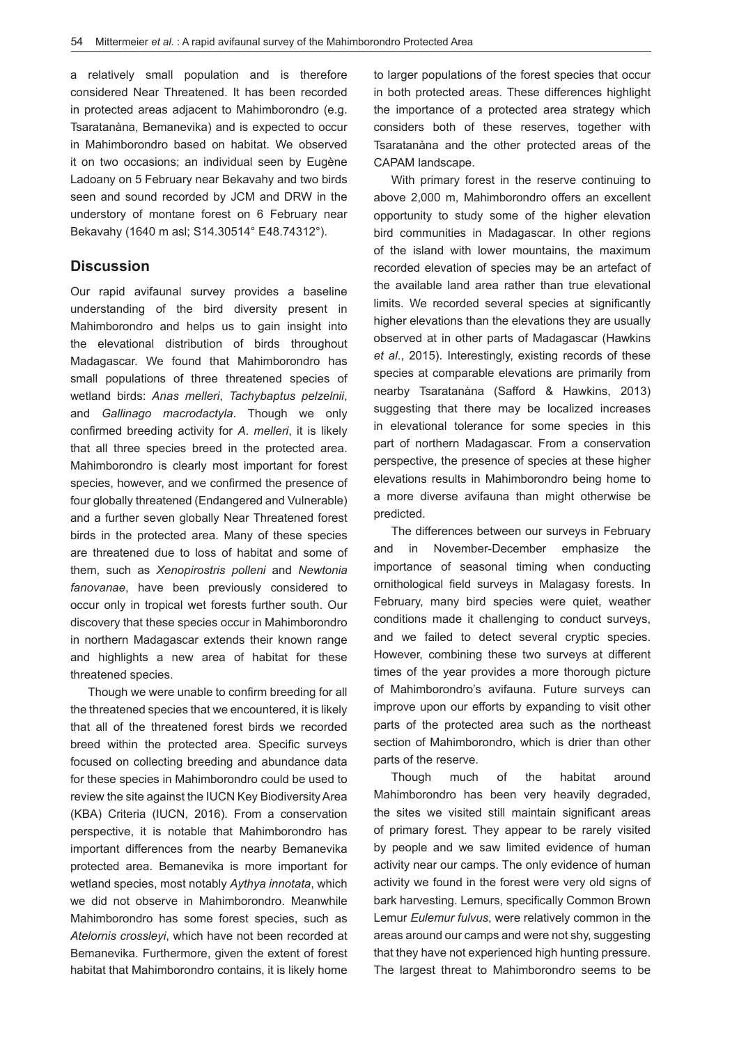a relatively small population and is therefore considered Near Threatened. It has been recorded in protected areas adjacent to Mahimborondro (e.g. Tsaratanàna, Bemanevika) and is expected to occur in Mahimborondro based on habitat. We observed it on two occasions; an individual seen by Eugène Ladoany on 5 February near Bekavahy and two birds seen and sound recorded by JCM and DRW in the understory of montane forest on 6 February near Bekavahy (1640 m asl; S14.30514° E48.74312°).

## Discussion

Our rapid avifaunal survey provides a baseline understanding of the bird diversity present in Mahimborondro and helps us to gain insight into the elevational distribution of birds throughout Madagascar. We found that Mahimborondro has small populations of three threatened species of wetland birds: *Anas melleri*, *Tachybaptus pelzelnii*, and *Gallinago macrodactyla*. Though we only confirmed breeding activity for *A. melleri*, it is likely that all three species breed in the protected area. Mahimborondro is clearly most important for forest species, however, and we confirmed the presence of four globally threatened (Endangered and Vulnerable) and a further seven globally Near Threatened forest birds in the protected area. Many of these species are threatened due to loss of habitat and some of them, such as *Xenopirostris polleni* and *Newtonia fanovanae*, have been previously considered to occur only in tropical wet forests further south. Our discovery that these species occur in Mahimborondro in northern Madagascar extends their known range and highlights a new area of habitat for these threatened species.

Though we were unable to confirm breeding for all the threatened species that we encountered, it is likely that all of the threatened forest birds we recorded breed within the protected area. Specific surveys focused on collecting breeding and abundance data for these species in Mahimborondro could be used to review the site against the IUCN Key Biodiversity Area (KBA) Criteria (IUCN, 2016). From a conservation perspective, it is notable that Mahimborondro has important differences from the nearby Bemanevika protected area. Bemanevika is more important for wetland species, most notably *Aythya innotata*, which we did not observe in Mahimborondro. Meanwhile Mahimborondro has some forest species, such as *Atelornis crossleyi*, which have not been recorded at Bemanevika. Furthermore, given the extent of forest habitat that Mahimborondro contains, it is likely home to larger populations of the forest species that occur in both protected areas. These differences highlight the importance of a protected area strategy which considers both of these reserves, together with Tsaratanàna and the other protected areas of the CAPAM landscape.

With primary forest in the reserve continuing to above 2,000 m, Mahimborondro offers an excellent opportunity to study some of the higher elevation bird communities in Madagascar. In other regions of the island with lower mountains, the maximum recorded elevation of species may be an artefact of the available land area rather than true elevational limits. We recorded several species at significantly higher elevations than the elevations they are usually observed at in other parts of Madagascar (Hawkins *et al*., 2015). Interestingly, existing records of these species at comparable elevations are primarily from nearby Tsaratanàna (Safford & Hawkins, 2013) suggesting that there may be localized increases in elevational tolerance for some species in this part of northern Madagascar. From a conservation perspective, the presence of species at these higher elevations results in Mahimborondro being home to a more diverse avifauna than might otherwise be predicted.

The differences between our surveys in February and in November-December emphasize the importance of seasonal timing when conducting ornithological field surveys in Malagasy forests. In February, many bird species were quiet, weather conditions made it challenging to conduct surveys, and we failed to detect several cryptic species. However, combining these two surveys at different times of the year provides a more thorough picture of Mahimborondro's avifauna. Future surveys can improve upon our efforts by expanding to visit other parts of the protected area such as the northeast section of Mahimborondro, which is drier than other parts of the reserve.

Though much of the habitat around Mahimborondro has been very heavily degraded, the sites we visited still maintain significant areas of primary forest. They appear to be rarely visited by people and we saw limited evidence of human activity near our camps. The only evidence of human activity we found in the forest were very old signs of bark harvesting. Lemurs, specifically Common Brown Lemur *Eulemur fulvus*, were relatively common in the areas around our camps and were not shy, suggesting that they have not experienced high hunting pressure. The largest threat to Mahimborondro seems to be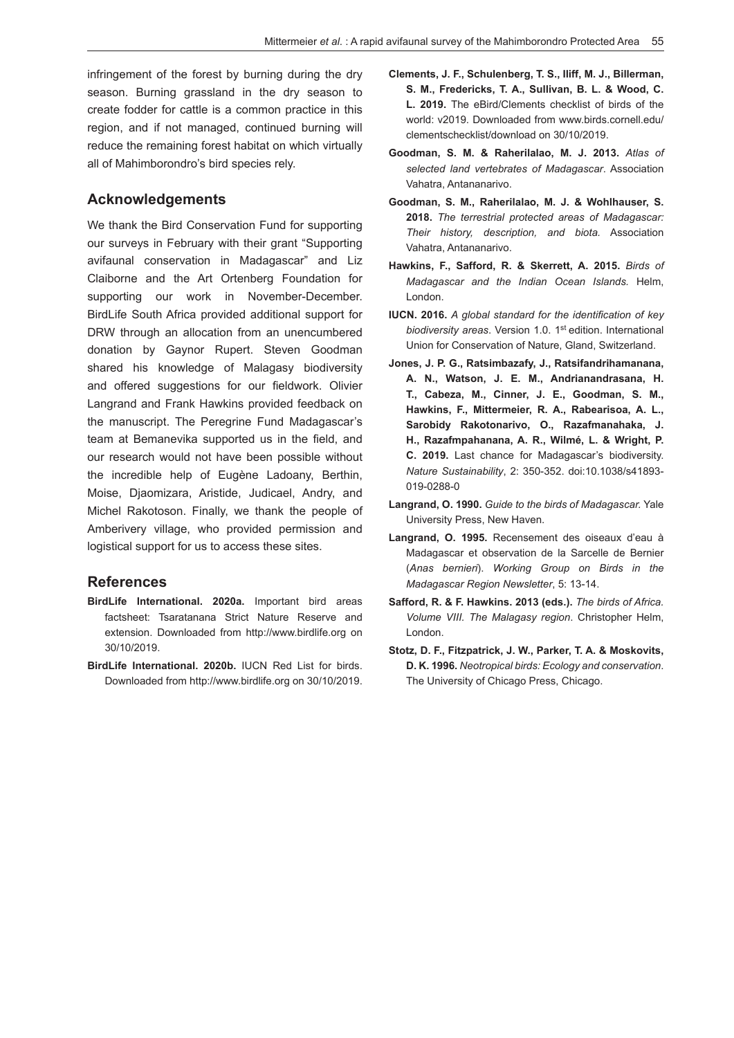infringement of the forest by burning during the dry season. Burning grassland in the dry season to create fodder for cattle is a common practice in this region, and if not managed, continued burning will reduce the remaining forest habitat on which virtually all of Mahimborondro's bird species rely.

## Acknowledgements

We thank the Bird Conservation Fund for supporting our surveys in February with their grant "Supporting avifaunal conservation in Madagascar" and Liz Claiborne and the Art Ortenberg Foundation for supporting our work in November-December. BirdLife South Africa provided additional support for DRW through an allocation from an unencumbered donation by Gaynor Rupert. Steven Goodman shared his knowledge of Malagasy biodiversity and offered suggestions for our fieldwork. Olivier Langrand and Frank Hawkins provided feedback on the manuscript. The Peregrine Fund Madagascar's team at Bemanevika supported us in the field, and our research would not have been possible without the incredible help of Eugène Ladoany, Berthin, Moise, Djaomizara, Aristide, Judicael, Andry, and Michel Rakotoson. Finally, we thank the people of Amberivery village, who provided permission and logistical support for us to access these sites.

## References

**BirdLife International. 2020a.** Important bird areas factsheet: Tsaratanana Strict Nature Reserve and extension. Downloaded from http://www.birdlife.org on 30/10/2019.

**BirdLife International. 2020b.** IUCN Red List for birds. Downloaded from http://www.birdlife.org on 30/10/2019.

**Clements, J. F., Schulenberg, T. S., Iliff, M. J., Billerman, S. M., Fredericks, T. A., Sullivan, B. L. & Wood, C. L. 2019.** The eBird/Clements checklist of birds of the world: v2019. Downloaded from www.birds.cornell.edu/clementschecklist/download on 30/10/2019.

**Goodman, S. M. & Raherilalao, M. J. 2013.** *Atlas of selected land vertebrates of Madagascar*. Association Vahatra, Antananarivo.

**Goodman, S. M., Raherilalao, M. J. & Wohlhauser, S. 2018.** *The terrestrial protected areas of Madagascar: Their history, description, and biota.* Association Vahatra, Antananarivo.

**Hawkins, F., Safford, R. & Skerrett, A. 2015.** *Birds of Madagascar and the Indian Ocean Islands.* Helm, London.

**IUCN. 2016.** *A global standard for the identification of key biodiversity areas*. Version 1.0. 1st edition. International Union for Conservation of Nature, Gland, Switzerland.

**Jones, J. P. G., Ratsimbazafy, J., Ratsifandrihamanana, A. N., Watson, J. E. M., Andrianandrasana, H. T., Cabeza, M., Cinner, J. E., Goodman, S. M., Hawkins, F., Mittermeier, R. A., Rabearisoa, A. L., Sarobidy Rakotonarivo, O., Razafmanahaka, J. H., Razafmpahanana, A. R., Wilmé, L. & Wright, P. C. 2019.** Last chance for Madagascar's biodiversity. *Nature Sustainability*, 2: 350-352. doi:10.1038/s41893-019-0288-0

**Langrand, O. 1990.** *Guide to the birds of Madagascar.* Yale University Press, New Haven.

**Langrand, O. 1995.** Recensement des oiseaux d'eau à Madagascar et observation de la Sarcelle de Bernier (*Anas bernieri*). *Working Group on Birds in the Madagascar Region Newsletter*, 5: 13-14.

**Safford, R. & F. Hawkins. 2013 (eds.).** *The birds of Africa. Volume VIII. The Malagasy region*. Christopher Helm, London.

**Stotz, D. F., Fitzpatrick, J. W., Parker, T. A. & Moskovits, D. K. 1996.** *Neotropical birds: Ecology and conservation*. The University of Chicago Press, Chicago.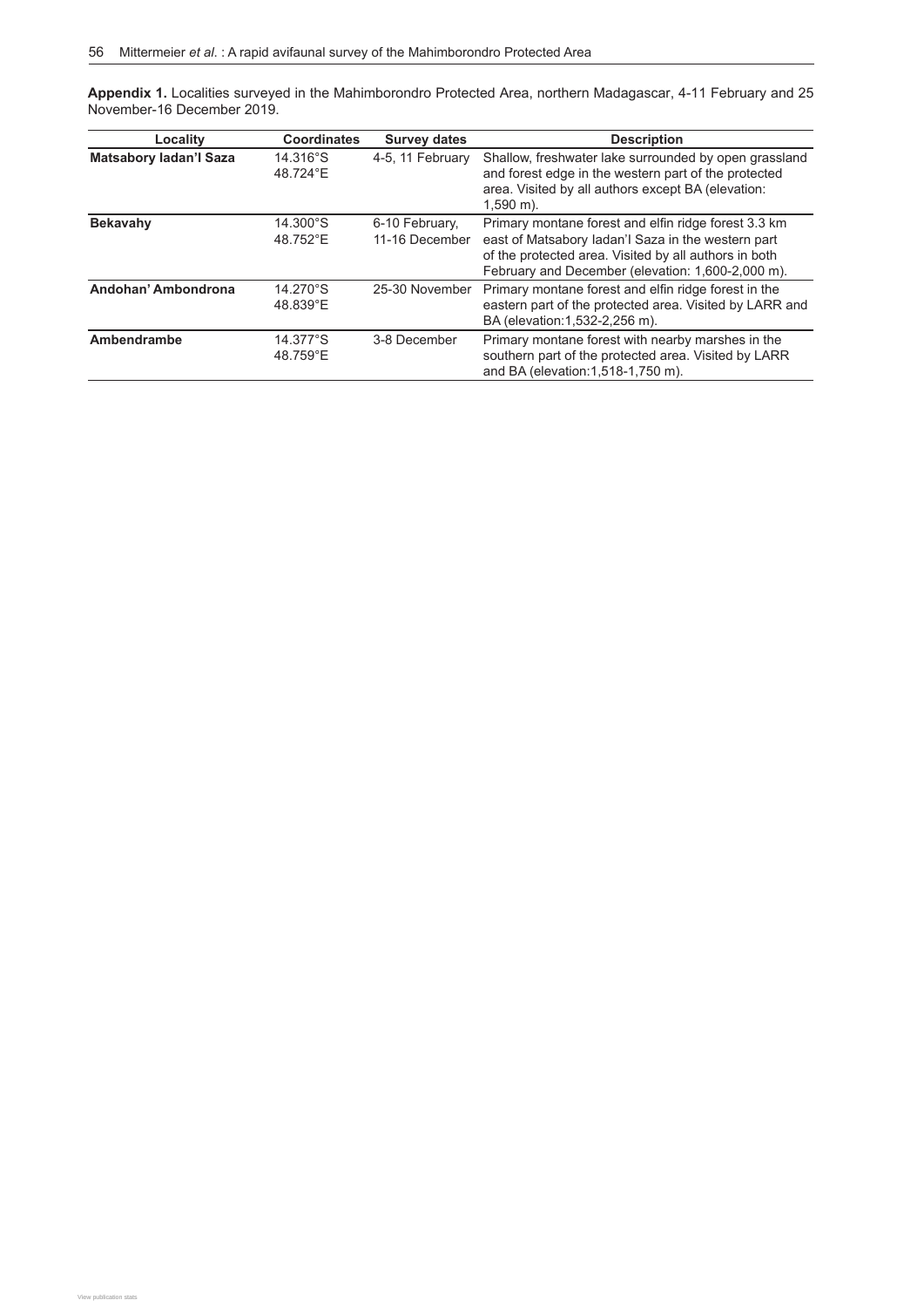**Appendix 1.** Localities surveyed in the Mahimborondro Protected Area, northern Madagascar, 4-11 February and 25 November-16 December 2019.

| Locality | Coordinates | Survey dates | Description |
|---|---|---|---|
| **Matsabory Iadan'I Saza** | 14.316°S 48.724°E | 4-5, 11 February | Shallow, freshwater lake surrounded by open grassland and forest edge in the western part of the protected area. Visited by all authors except BA (elevation: 1,590 m). |
| **Bekavahy** | 14.300°S 48.752°E | 6-10 February, 11-16 December | Primary montane forest and elfin ridge forest 3.3 km east of Matsabory Iadan'I Saza in the western part of the protected area. Visited by all authors in both February and December (elevation: 1,600-2,000 m). |
| **Andohan' Ambondrona** | 14.270°S 48.839°E | 25-30 November | Primary montane forest and elfin ridge forest in the eastern part of the protected area. Visited by LARR and BA (elevation:1,532-2,256 m). |
| **Ambendrambe** | 14.377°S 48.759°E | 3-8 December | Primary montane forest with nearby marshes in the southern part of the protected area. Visited by LARR and BA (elevation:1,518-1,750 m). |